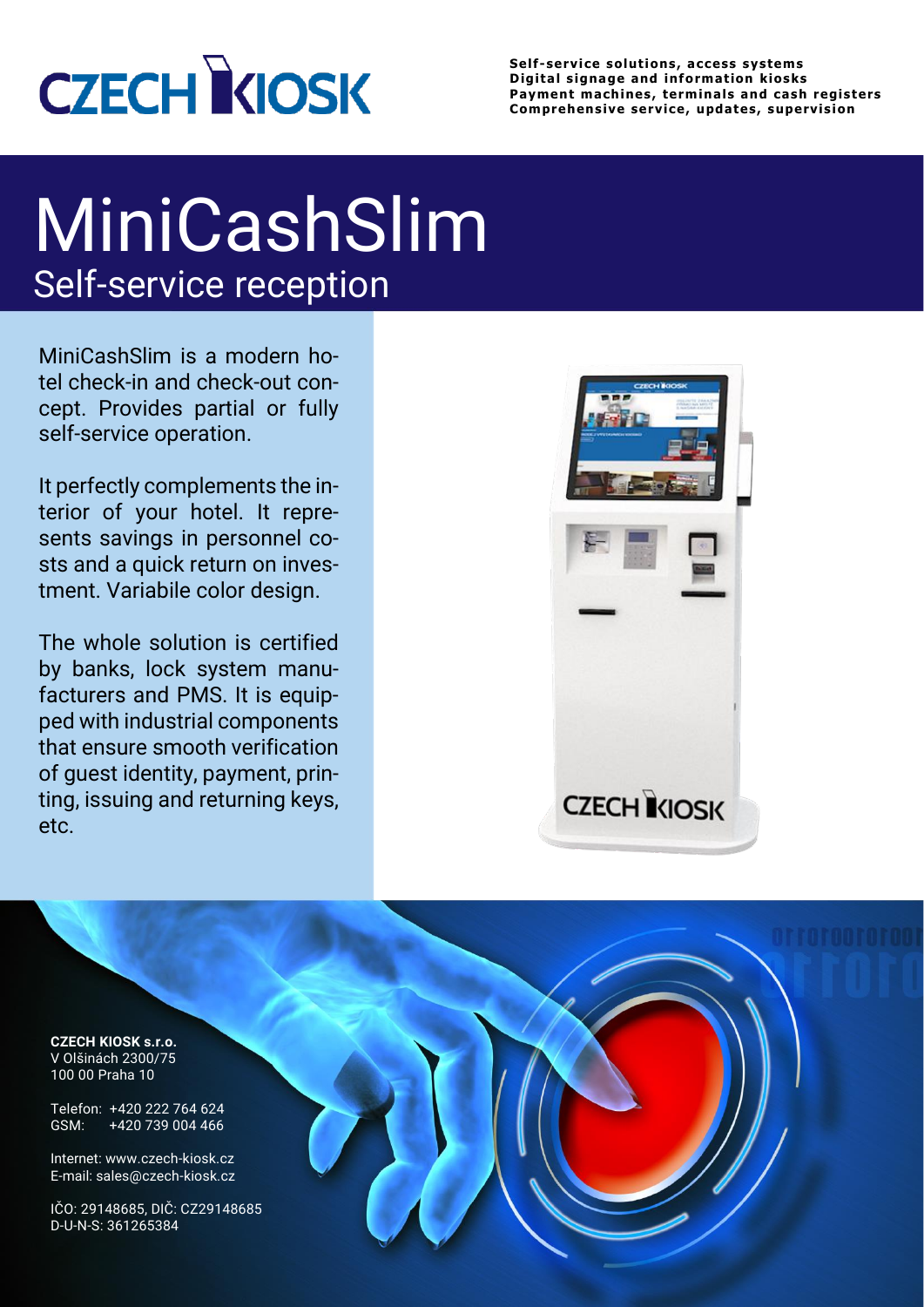CZECH KIOSK

**Self-service solutions, access systems**
**Digital signage and information kiosks**
**Payment machines, terminals and cash registers**
**Comprehensive service, updates, supervision**

# MiniCashSlim

## Self-service reception

MiniCashSlim is a modern hotel check-in and check-out concept. Provides partial or fully self-service operation.

It perfectly complements the interior of your hotel. It represents savings in personnel costs and a quick return on investment. Variabile color design.

The whole solution is certified by banks, lock system manufacturers and PMS. It is equipped with industrial components that ensure smooth verification of guest identity, payment, printing, issuing and returning keys, etc.

**CZECH KIOSK s.r.o.**
V Olšinách 2300/75
100 00 Praha 10

Telefon: +420 222 764 624
GSM: +420 739 004 466

Internet: www.czech-kiosk.cz
E-mail: sales@czech-kiosk.cz

IČO: 29148685, DIČ: CZ29148685
D-U-N-S: 361265384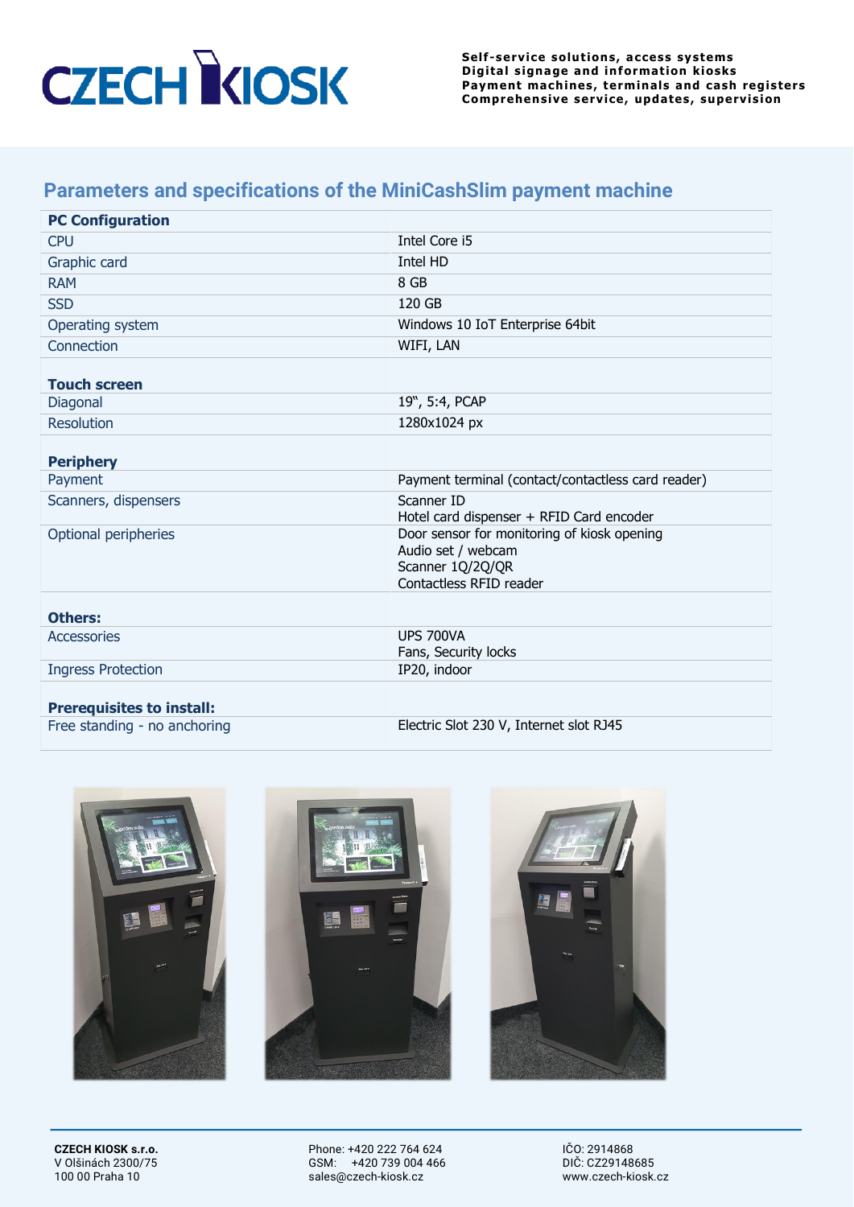# CZECH KIOSK

**Self-service solutions, access systems**
**Digital signage and information kiosks**
**Payment machines, terminals and cash registers**
**Comprehensive service, updates, supervision**

## Parameters and specifications of the MiniCashSlim payment machine

| | |
|---|---|
| **PC Configuration** | |
| CPU | Intel Core i5 |
| Graphic card | Intel HD |
| RAM | 8 GB |
| SSD | 120 GB |
| Operating system | Windows 10 IoT Enterprise 64bit |
| Connection | WIFI, LAN |
| **Touch screen** | |
| Diagonal | 19‟, 5:4, PCAP |
| Resolution | 1280x1024 px |
| **Periphery** | |
| Payment | Payment terminal (contact/contactless card reader) |
| Scanners, dispensers | Scanner ID<br>Hotel card dispenser + RFID Card encoder |
| Optional peripheries | Door sensor for monitoring of kiosk opening<br>Audio set / webcam<br>Scanner 1Q/2Q/QR<br>Contactless RFID reader |
| **Others:** | |
| Accessories | UPS 700VA<br>Fans, Security locks |
| Ingress Protection | IP20, indoor |
| **Prerequisites to install:** | |
| Free standing - no anchoring | Electric Slot 230 V, Internet slot RJ45 |

**CZECH KIOSK s.r.o.**
V Olšinách 2300/75
100 00 Praha 10

Phone: +420 222 764 624
GSM: +420 739 004 466
sales@czech-kiosk.cz

IČO: 2914868
DIČ: CZ29148685
www.czech-kiosk.cz